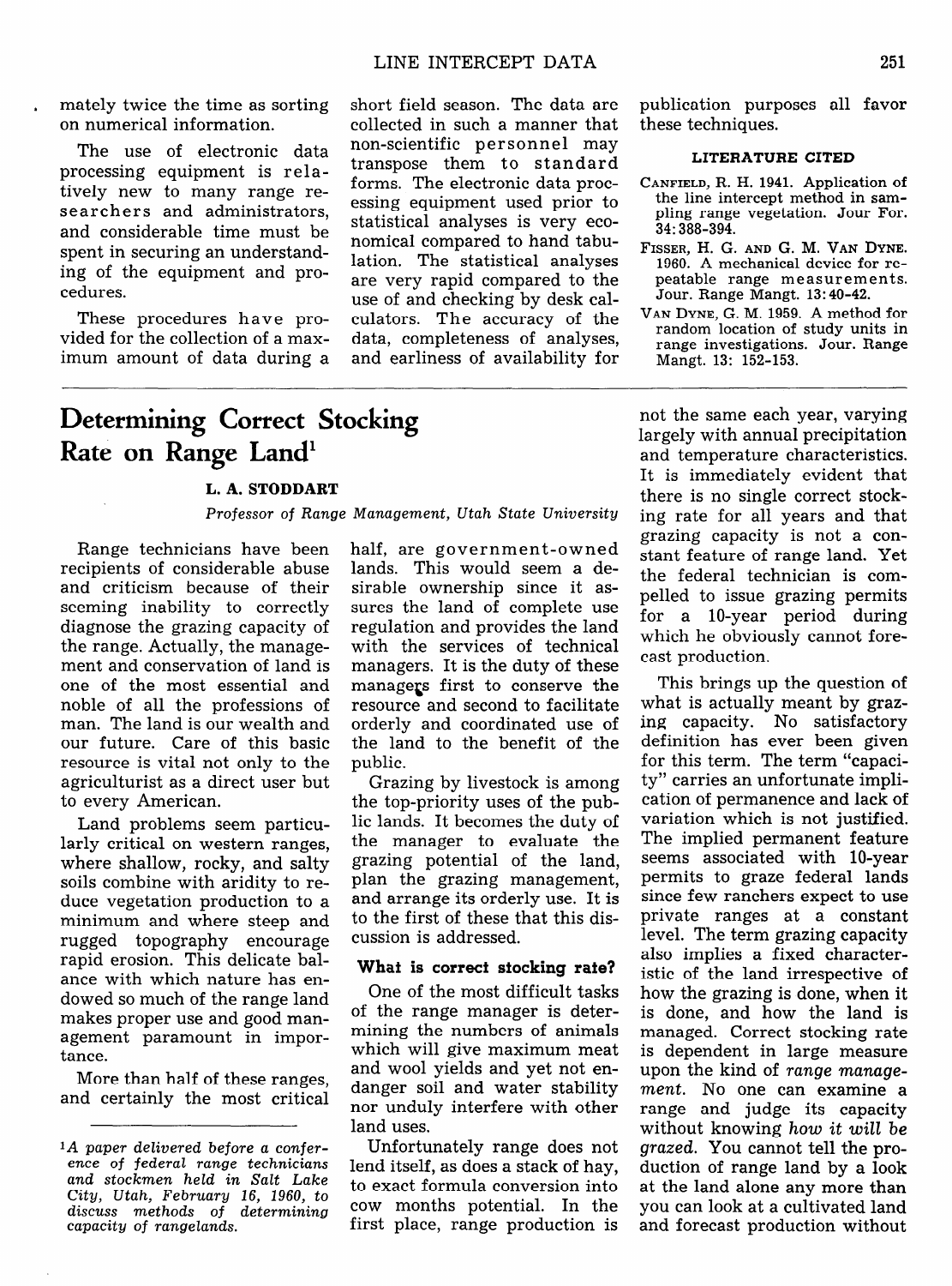mately twice the time as sorting on numerical information.

The use of electronic data processing equipment is relatively new to many range researchers and administrators, and considerable time must be spent in securing an understanding of the equipment and procedures.

These procedures have provided for the collection of a maximum amount of data during a short field season. The data are collected in such a manner that non-scientific personnel may transpose them to standard forms. The electronic data processing equipment used prior to statistical analyses is very economical compared to hand tabulation. The statistical analyses are very rapid compared to the use of and checking by desk calculators. The accuracy of the data, completeness of analyses, and earliness of availability for publication purposes all favor these techniques.

#### LITERATURE CITED

CANFIELD, R. H. 1941. Application of the line intercept method in sampling range vegetation. Jour For. 34:388-394.

FISSER, H. G. AND G. M. VAN DYNE. 1960. A mechanical device for repeatable range measurements. Jour. Range Mangt. 13:40-42.

VAN DYNE, G. M. 1959. A method for random location of study units in range investigations. Jour. Range Mangt. 13: 152-153.

# Determining Correct Stocking Rate on Range Land[1]

**L. A. STODDART**

*Professor of Range Management, Utah State University*

Range technicians have been recipients of considerable abuse and criticism because of their seeming inability to correctly diagnose the grazing capacity of the range. Actually, the management and conservation of land is one of the most essential and noble of all the professions of man. The land is our wealth and our future. Care of this basic resource is vital not only to the agriculturist as a direct user but to every American.

Land problems seem particularly critical on western ranges, where shallow, rocky, and salty soils combine with aridity to reduce vegetation production to a minimum and where steep and rugged topography encourage rapid erosion. This delicate balance with which nature has endowed so much of the range land makes proper use and good management paramount in importance.

More than half of these ranges, and certainly the most critical half, are government-owned lands. This would seem a desirable ownership since it assures the land of complete use regulation and provides the land with the services of technical managers. It is the duty of these managers first to conserve the resource and second to facilitate orderly and coordinated use of the land to the benefit of the public.

Grazing by livestock is among the top-priority uses of the public lands. It becomes the duty of the manager to evaluate the grazing potential of the land, plan the grazing management, and arrange its orderly use. It is to the first of these that this discussion is addressed.

### What is correct stocking rate?

One of the most difficult tasks of the range manager is determining the numbers of animals which will give maximum meat and wool yields and yet not endanger soil and water stability nor unduly interfere with other land uses.

Unfortunately range does not lend itself, as does a stack of hay, to exact formula conversion into cow months potential. In the first place, range production is not the same each year, varying largely with annual precipitation and temperature characteristics. It is immediately evident that there is no single correct stocking rate for all years and that grazing capacity is not a constant feature of range land. Yet the federal technician is compelled to issue grazing permits for a 10-year period during which he obviously cannot forecast production.

This brings up the question of what is actually meant by grazing capacity. No satisfactory definition has ever been given for this term. The term "capacity" carries an unfortunate implication of permanence and lack of variation which is not justified. The implied permanent feature seems associated with 10-year permits to graze federal lands since few ranchers expect to use private ranges at a constant level. The term grazing capacity also implies a fixed characteristic of the land irrespective of how the grazing is done, when it is done, and how the land is managed. Correct stocking rate is dependent in large measure upon the kind of *range management*. No one can examine a range and judge its capacity without knowing *how it will be grazed*. You cannot tell the production of range land by a look at the land alone any more than you can look at a cultivated land and forecast production without

[1] *A paper delivered before a conference of federal range technicians and stockmen held in Salt Lake City, Utah, February 16, 1960, to discuss methods of determining capacity of rangelands.*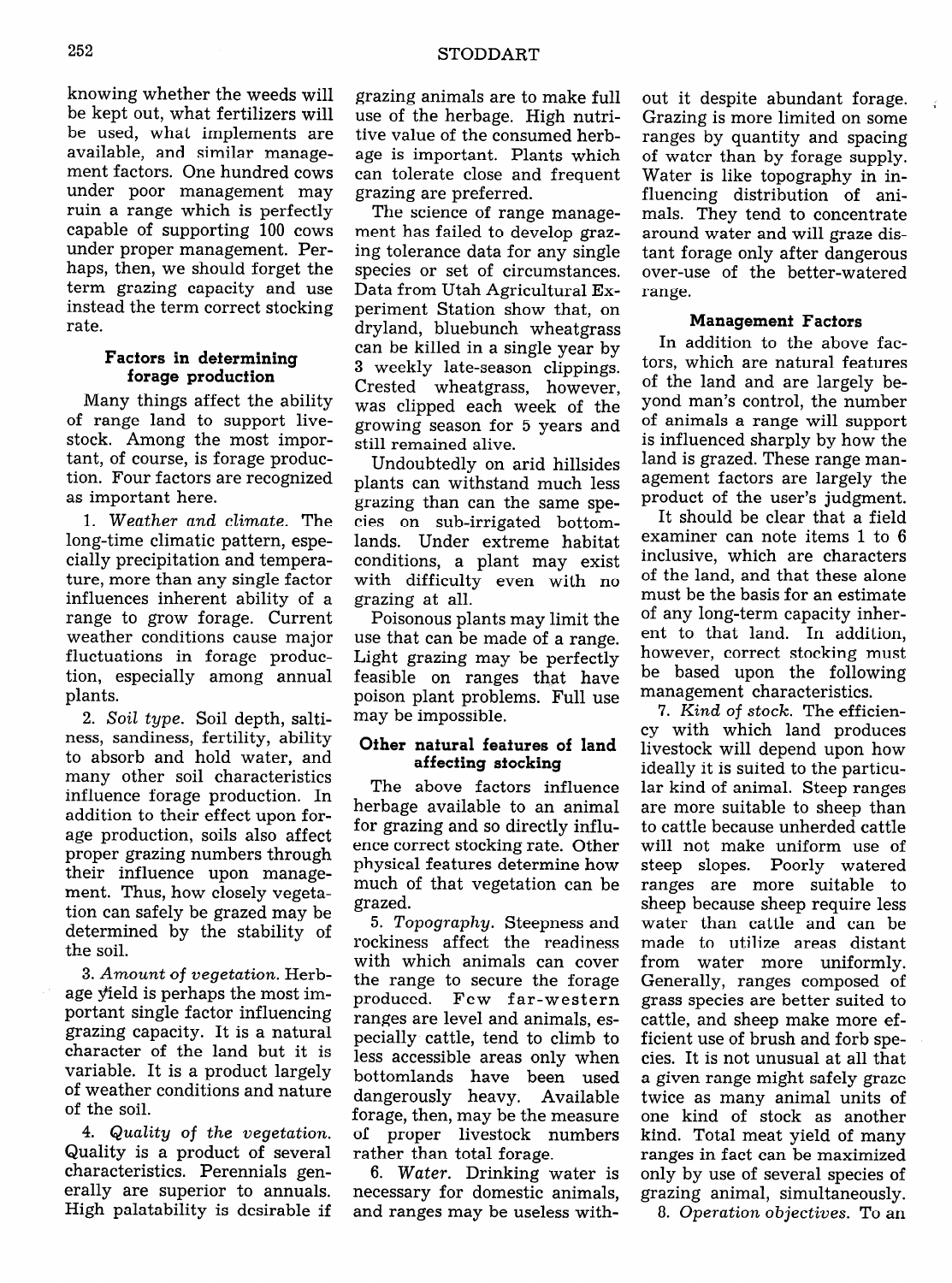knowing whether the weeds will be kept out, what fertilizers will be used, what implements are available, and similar management factors. One hundred cows under poor management may ruin a range which is perfectly capable of supporting 100 cows under proper management. Perhaps, then, we should forget the term grazing capacity and use instead the term correct stocking rate.

### Factors in determining forage production

Many things affect the ability of range land to support livestock. Among the most important, of course, is forage production. Four factors are recognized as important here.

1. *Weather and climate.* The long-time climatic pattern, especially precipitation and temperature, more than any single factor influences inherent ability of a range to grow forage. Current weather conditions cause major fluctuations in forage production, especially among annual plants.

2. *Soil type.* Soil depth, saltiness, sandiness, fertility, ability to absorb and hold water, and many other soil characteristics influence forage production. In addition to their effect upon forage production, soils also affect proper grazing numbers through their influence upon management. Thus, how closely vegetation can safely be grazed may be determined by the stability of the soil.

3. *Amount of vegetation.* Herbage yield is perhaps the most important single factor influencing grazing capacity. It is a natural character of the land but it is variable. It is a product largely of weather conditions and nature of the soil.

4. *Quality of the vegetation.* Quality is a product of several characteristics. Perennials generally are superior to annuals. High palatability is desirable if grazing animals are to make full use of the herbage. High nutritive value of the consumed herbage is important. Plants which can tolerate close and frequent grazing are preferred.

The science of range management has failed to develop grazing tolerance data for any single species or set of circumstances. Data from Utah Agricultural Experiment Station show that, on dryland, bluebunch wheatgrass can be killed in a single year by 3 weekly late-season clippings. Crested wheatgrass, however, was clipped each week of the growing season for 5 years and still remained alive.

Undoubtedly on arid hillsides plants can withstand much less grazing than can the same species on sub-irrigated bottomlands. Under extreme habitat conditions, a plant may exist with difficulty even with no grazing at all.

Poisonous plants may limit the use that can be made of a range. Light grazing may be perfectly feasible on ranges that have poison plant problems. Full use may be impossible.

### Other natural features of land affecting stocking

The above factors influence herbage available to an animal for grazing and so directly influence correct stocking rate. Other physical features determine how much of that vegetation can be grazed.

5. *Topography.* Steepness and rockiness affect the readiness with which animals can cover the range to secure the forage produced. Few far-western ranges are level and animals, especially cattle, tend to climb to less accessible areas only when bottomlands have been used dangerously heavy. Available forage, then, may be the measure of proper livestock numbers rather than total forage.

6. *Water.* Drinking water is necessary for domestic animals, and ranges may be useless without it despite abundant forage. Grazing is more limited on some ranges by quantity and spacing of water than by forage supply. Water is like topography in influencing distribution of animals. They tend to concentrate around water and will graze distant forage only after dangerous over-use of the better-watered range.

### Management Factors

In addition to the above factors, which are natural features of the land and are largely beyond man's control, the number of animals a range will support is influenced sharply by how the land is grazed. These range management factors are largely the product of the user's judgment.

It should be clear that a field examiner can note items 1 to 6 inclusive, which are characters of the land, and that these alone must be the basis for an estimate of any long-term capacity inherent to that land. In addition, however, correct stocking must be based upon the following management characteristics.

7. *Kind of stock.* The efficiency with which land produces livestock will depend upon how ideally it is suited to the particular kind of animal. Steep ranges are more suitable to sheep than to cattle because unherded cattle will not make uniform use of steep slopes. Poorly watered ranges are more suitable to sheep because sheep require less water than cattle and can be made to utilize areas distant from water more uniformly. Generally, ranges composed of grass species are better suited to cattle, and sheep make more efficient use of brush and forb species. It is not unusual at all that a given range might safely graze twice as many animal units of one kind of stock as another kind. Total meat yield of many ranges in fact can be maximized only by use of several species of grazing animal, simultaneously.

8. *Operation objectives.* To an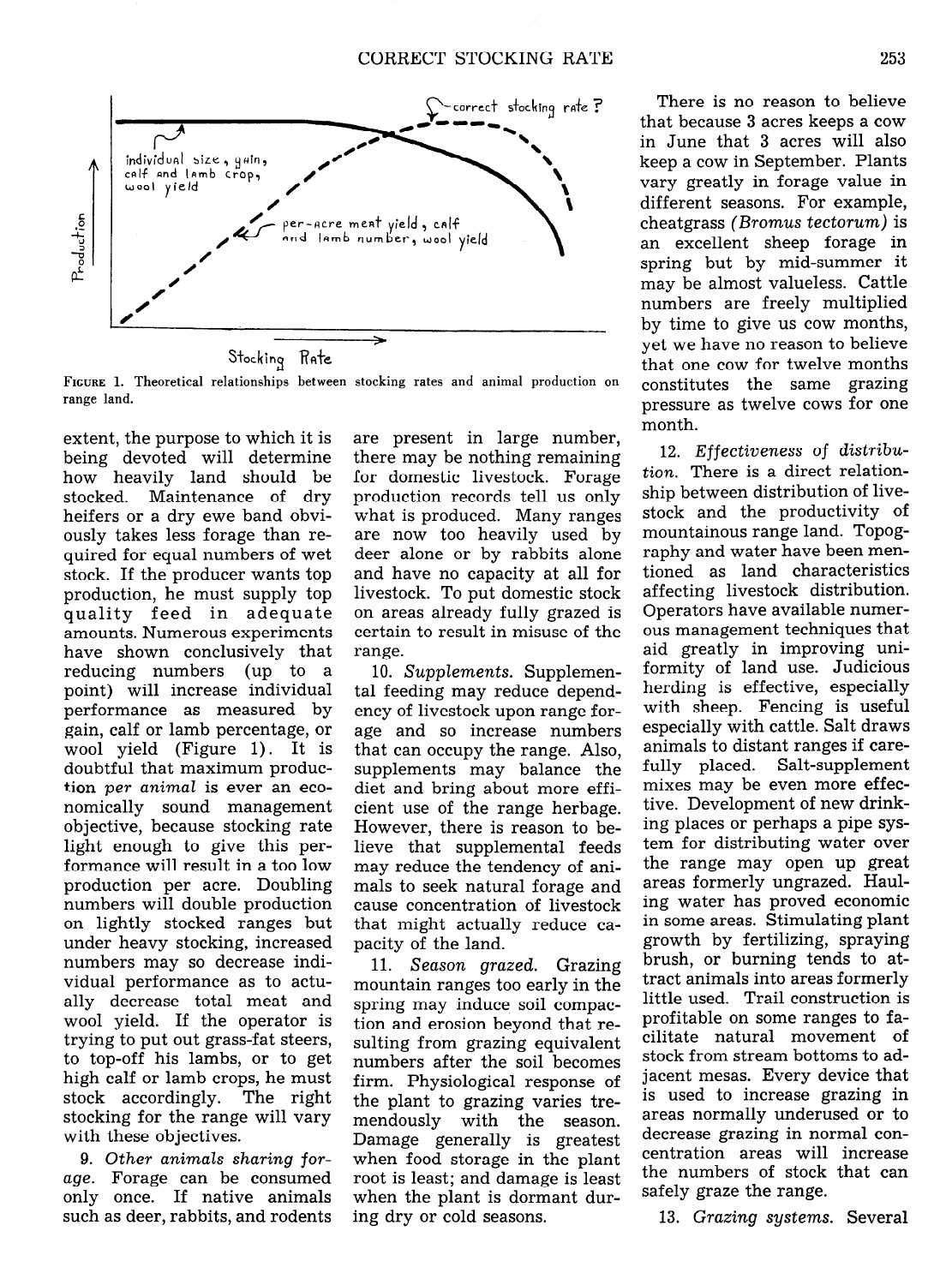correct stocking rate ?

individual size, gain, calf and lamb crop, wool yield

per-acre meat yield, calf and lamb number, wool yield

Production

Stocking Rate

FIGURE 1. Theoretical relationships between stocking rates and animal production on range land.

extent, the purpose to which it is being devoted will determine how heavily land should be stocked. Maintenance of dry heifers or a dry ewe band obviously takes less forage than required for equal numbers of wet stock. If the producer wants top production, he must supply top quality feed in adequate amounts. Numerous experiments have shown conclusively that reducing numbers (up to a point) will increase individual performance as measured by gain, calf or lamb percentage, or wool yield (Figure 1). It is doubtful that maximum production *per animal* is ever an economically sound management objective, because stocking rate light enough to give this performance will result in a too low production per acre. Doubling numbers will double production on lightly stocked ranges but under heavy stocking, increased numbers may so decrease individual performance as to actually decrease total meat and wool yield. If the operator is trying to put out grass-fat steers, to top-off his lambs, or to get high calf or lamb crops, he must stock accordingly. The right stocking for the range will vary with these objectives.

9. *Other animals sharing forage.* Forage can be consumed only once. If native animals such as deer, rabbits, and rodents are present in large number, there may be nothing remaining for domestic livestock. Forage production records tell us only what is produced. Many ranges are now too heavily used by deer alone or by rabbits alone and have no capacity at all for livestock. To put domestic stock on areas already fully grazed is certain to result in misuse of the range.

10. *Supplements.* Supplemental feeding may reduce dependency of livestock upon range forage and so increase numbers that can occupy the range. Also, supplements may balance the diet and bring about more efficient use of the range herbage. However, there is reason to believe that supplemental feeds may reduce the tendency of animals to seek natural forage and cause concentration of livestock that might actually reduce capacity of the land.

11. *Season grazed.* Grazing mountain ranges too early in the spring may induce soil compaction and erosion beyond that resulting from grazing equivalent numbers after the soil becomes firm. Physiological response of the plant to grazing varies tremendously with the season. Damage generally is greatest when food storage in the plant root is least; and damage is least when the plant is dormant during dry or cold seasons.

There is no reason to believe that because 3 acres keeps a cow in June that 3 acres will also keep a cow in September. Plants vary greatly in forage value in different seasons. For example, cheatgrass (*Bromus tectorum*) is an excellent sheep forage in spring but by mid-summer it may be almost valueless. Cattle numbers are freely multiplied by time to give us cow months, yet we have no reason to believe that one cow for twelve months constitutes the same grazing pressure as twelve cows for one month.

12. *Effectiveness of distribution.* There is a direct relationship between distribution of livestock and the productivity of mountainous range land. Topography and water have been mentioned as land characteristics affecting livestock distribution. Operators have available numerous management techniques that aid greatly in improving uniformity of land use. Judicious herding is effective, especially with sheep. Fencing is useful especially with cattle. Salt draws animals to distant ranges if carefully placed. Salt-supplement mixes may be even more effective. Development of new drinking places or perhaps a pipe system for distributing water over the range may open up great areas formerly ungrazed. Hauling water has proved economic in some areas. Stimulating plant growth by fertilizing, spraying brush, or burning tends to attract animals into areas formerly little used. Trail construction is profitable on some ranges to facilitate natural movement of stock from stream bottoms to adjacent mesas. Every device that is used to increase grazing in areas normally underused or to decrease grazing in normal concentration areas will increase the numbers of stock that can safely graze the range.

13. *Grazing systems.* Several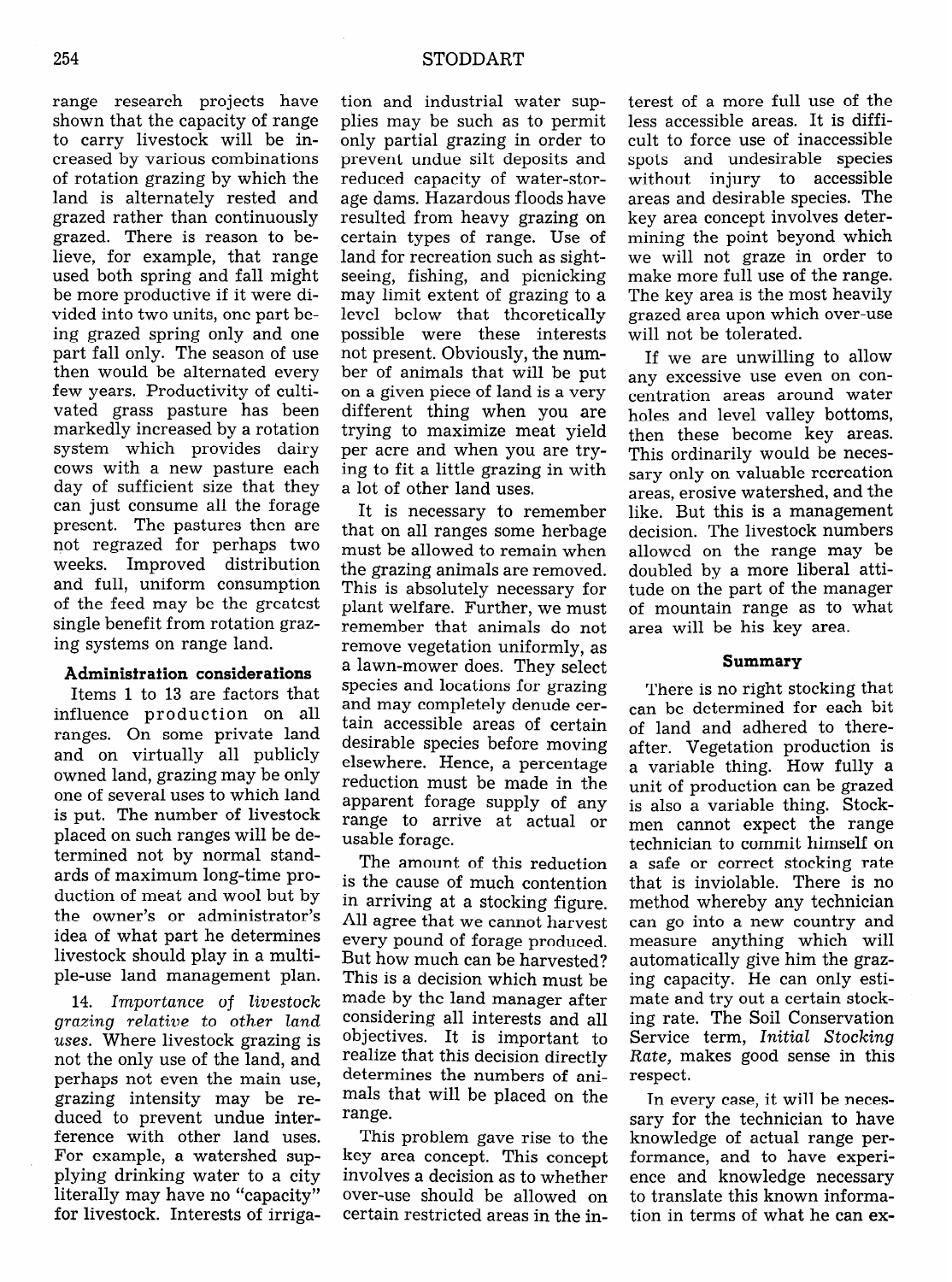range research projects have shown that the capacity of range to carry livestock will be increased by various combinations of rotation grazing by which the land is alternately rested and grazed rather than continuously grazed. There is reason to believe, for example, that range used both spring and fall might be more productive if it were divided into two units, one part being grazed spring only and one part fall only. The season of use then would be alternated every few years. Productivity of cultivated grass pasture has been markedly increased by a rotation system which provides dairy cows with a new pasture each day of sufficient size that they can just consume all the forage present. The pastures then are not regrazed for perhaps two weeks. Improved distribution and full, uniform consumption of the feed may be the greatest single benefit from rotation grazing systems on range land.

**Administration considerations**

Items 1 to 13 are factors that influence production on all ranges. On some private land and on virtually all publicly owned land, grazing may be only one of several uses to which land is put. The number of livestock placed on such ranges will be determined not by normal standards of maximum long-time production of meat and wool but by the owner's or administrator's idea of what part he determines livestock should play in a multiple-use land management plan.

14. *Importance of livestock grazing relative to other land uses.* Where livestock grazing is not the only use of the land, and perhaps not even the main use, grazing intensity may be reduced to prevent undue interference with other land uses. For example, a watershed supplying drinking water to a city literally may have no "capacity" for livestock. Interests of irrigation and industrial water supplies may be such as to permit only partial grazing in order to prevent undue silt deposits and reduced capacity of water-storage dams. Hazardous floods have resulted from heavy grazing on certain types of range. Use of land for recreation such as sightseeing, fishing, and picnicking may limit extent of grazing to a level below that theoretically possible were these interests not present. Obviously, the number of animals that will be put on a given piece of land is a very different thing when you are trying to maximize meat yield per acre and when you are trying to fit a little grazing in with a lot of other land uses.

It is necessary to remember that on all ranges some herbage must be allowed to remain when the grazing animals are removed. This is absolutely necessary for plant welfare. Further, we must remember that animals do not remove vegetation uniformly, as a lawn-mower does. They select species and locations for grazing and may completely denude certain accessible areas of certain desirable species before moving elsewhere. Hence, a percentage reduction must be made in the apparent forage supply of any range to arrive at actual or usable forage.

The amount of this reduction is the cause of much contention in arriving at a stocking figure. All agree that we cannot harvest every pound of forage produced. But how much can be harvested? This is a decision which must be made by the land manager after considering all interests and all objectives. It is important to realize that this decision directly determines the numbers of animals that will be placed on the range.

This problem gave rise to the key area concept. This concept involves a decision as to whether over-use should be allowed on certain restricted areas in the interest of a more full use of the less accessible areas. It is difficult to force use of inaccessible spots and undesirable species without injury to accessible areas and desirable species. The key area concept involves determining the point beyond which we will not graze in order to make more full use of the range. The key area is the most heavily grazed area upon which over-use will not be tolerated.

If we are unwilling to allow any excessive use even on concentration areas around water holes and level valley bottoms, then these become key areas. This ordinarily would be necessary only on valuable recreation areas, erosive watershed, and the like. But this is a management decision. The livestock numbers allowed on the range may be doubled by a more liberal attitude on the part of the manager of mountain range as to what area will be his key area.

**Summary**

There is no right stocking that can be determined for each bit of land and adhered to thereafter. Vegetation production is a variable thing. How fully a unit of production can be grazed is also a variable thing. Stockmen cannot expect the range technician to commit himself on a safe or correct stocking rate that is inviolable. There is no method whereby any technician can go into a new country and measure anything which will automatically give him the grazing capacity. He can only estimate and try out a certain stocking rate. The Soil Conservation Service term, *Initial Stocking Rate,* makes good sense in this respect.

In every case, it will be necessary for the technician to have knowledge of actual range performance, and to have experience and knowledge necessary to translate this known information in terms of what he can ex-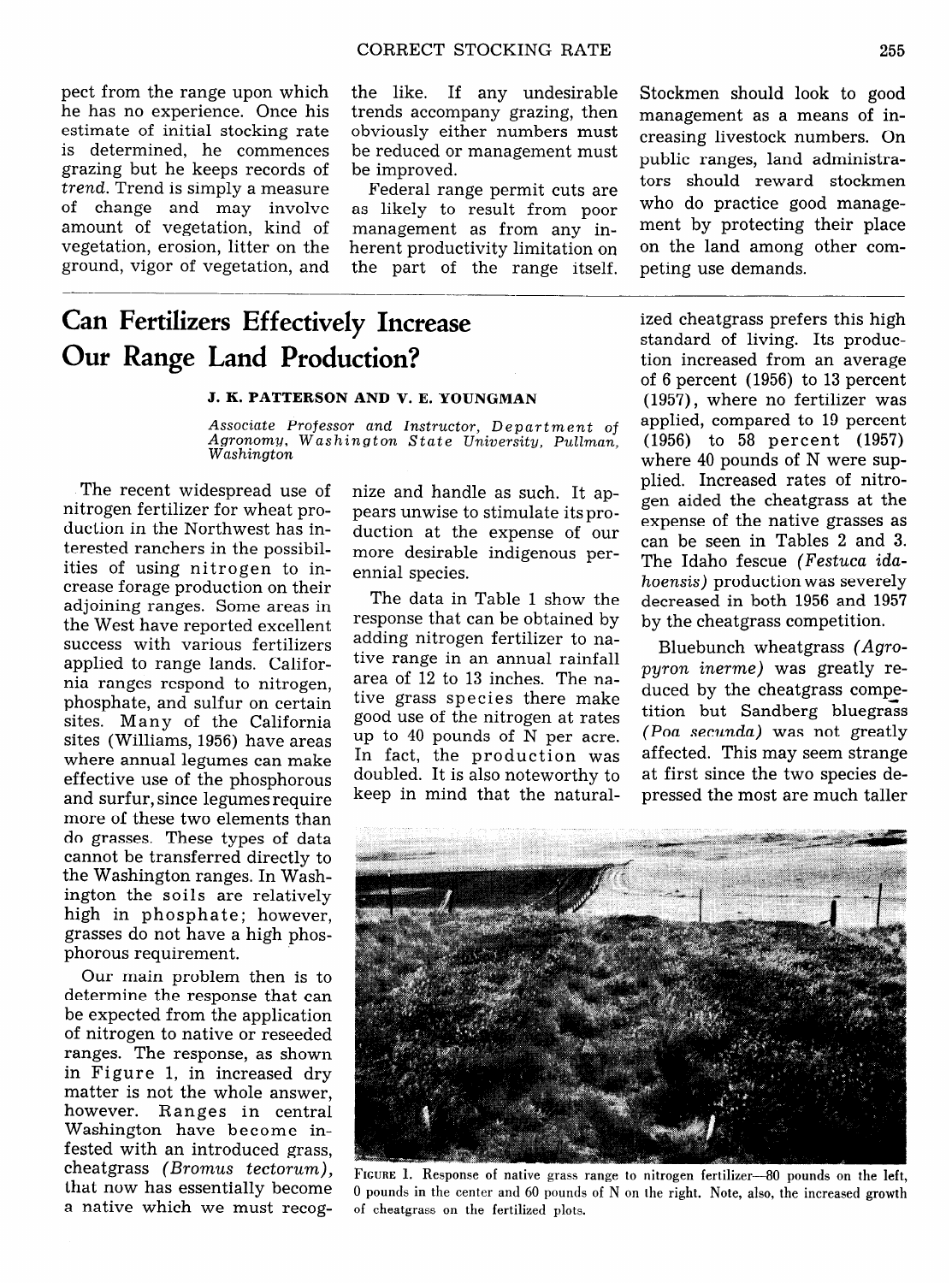pect from the range upon which he has no experience. Once his estimate of initial stocking rate is determined, he commences grazing but he keeps records of *trend*. Trend is simply a measure of change and may involve amount of vegetation, kind of vegetation, erosion, litter on the ground, vigor of vegetation, and the like. If any undesirable trends accompany grazing, then obviously either numbers must be reduced or management must be improved.

Federal range permit cuts are as likely to result from poor management as from any inherent productivity limitation on the part of the range itself. Stockmen should look to good management as a means of increasing livestock numbers. On public ranges, land administrators should reward stockmen who do practice good management by protecting their place on the land among other competing use demands.

# Can Fertilizers Effectively Increase Our Range Land Production?

**J. K. PATTERSON AND V. E. YOUNGMAN**

*Associate Professor and Instructor, Department of Agronomy, Washington State University, Pullman, Washington*

The recent widespread use of nitrogen fertilizer for wheat production in the Northwest has interested ranchers in the possibilities of using nitrogen to increase forage production on their adjoining ranges. Some areas in the West have reported excellent success with various fertilizers applied to range lands. California ranges respond to nitrogen, phosphate, and sulfur on certain sites. Many of the California sites (Williams, 1956) have areas where annual legumes can make effective use of the phosphorous and surfur, since legumes require more of these two elements than do grasses. These types of data cannot be transferred directly to the Washington ranges. In Washington the soils are relatively high in phosphate; however, grasses do not have a high phosphorous requirement.

Our main problem then is to determine the response that can be expected from the application of nitrogen to native or reseeded ranges. The response, as shown in Figure 1, in increased dry matter is not the whole answer, however. Ranges in central Washington have become infested with an introduced grass, cheatgrass (*Bromus tectorum*), that now has essentially become a native which we must recognize and handle as such. It appears unwise to stimulate its production at the expense of our more desirable indigenous perennial species.

The data in Table 1 show the response that can be obtained by adding nitrogen fertilizer to native range in an annual rainfall area of 12 to 13 inches. The native grass species there make good use of the nitrogen at rates up to 40 pounds of N per acre. In fact, the production was doubled. It is also noteworthy to keep in mind that the naturalized cheatgrass prefers this high standard of living. Its production increased from an average of 6 percent (1956) to 13 percent (1957), where no fertilizer was applied, compared to 19 percent (1956) to 58 percent (1957) where 40 pounds of N were supplied. Increased rates of nitrogen aided the cheatgrass at the expense of the native grasses as can be seen in Tables 2 and 3. The Idaho fescue (*Festuca idahoensis*) production was severely decreased in both 1956 and 1957 by the cheatgrass competition.

Bluebunch wheatgrass (*Agropyron inerme*) was greatly reduced by the cheatgrass competition but Sandberg bluegrass (*Poa secunda*) was not greatly affected. This may seem strange at first since the two species depressed the most are much taller

FIGURE 1. Response of native grass range to nitrogen fertilizer—80 pounds on the left, 0 pounds in the center and 60 pounds of N on the right. Note, also, the increased growth of cheatgrass on the fertilized plots.